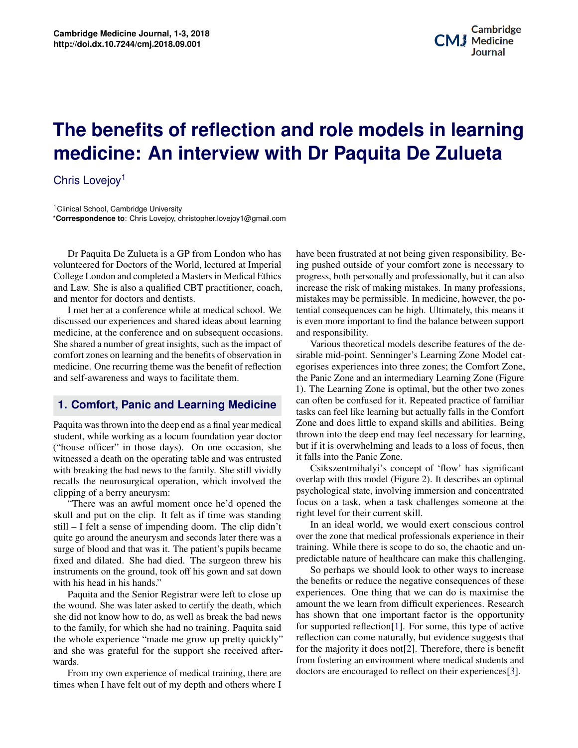# The benefits of reflection and role models in learning medicine: An interview with Dr Paquita De Zulueta

Chris Lovejoy[1]

[1]Clinical School, Cambridge University
*Correspondence to: Chris Lovejoy, christopher.lovejoy1@gmail.com

Dr Paquita De Zulueta is a GP from London who has volunteered for Doctors of the World, lectured at Imperial College London and completed a Masters in Medical Ethics and Law. She is also a qualified CBT practitioner, coach, and mentor for doctors and dentists.

I met her at a conference while at medical school. We discussed our experiences and shared ideas about learning medicine, at the conference and on subsequent occasions. She shared a number of great insights, such as the impact of comfort zones on learning and the benefits of observation in medicine. One recurring theme was the benefit of reflection and self-awareness and ways to facilitate them.

## 1. Comfort, Panic and Learning Medicine

Paquita was thrown into the deep end as a final year medical student, while working as a locum foundation year doctor ("house officer" in those days). On one occasion, she witnessed a death on the operating table and was entrusted with breaking the bad news to the family. She still vividly recalls the neurosurgical operation, which involved the clipping of a berry aneurysm:

"There was an awful moment once he'd opened the skull and put on the clip. It felt as if time was standing still – I felt a sense of impending doom. The clip didn't quite go around the aneurysm and seconds later there was a surge of blood and that was it. The patient's pupils became fixed and dilated. She had died. The surgeon threw his instruments on the ground, took off his gown and sat down with his head in his hands."

Paquita and the Senior Registrar were left to close up the wound. She was later asked to certify the death, which she did not know how to do, as well as break the bad news to the family, for which she had no training. Paquita said the whole experience "made me grow up pretty quickly" and she was grateful for the support she received afterwards.

From my own experience of medical training, there are times when I have felt out of my depth and others where I have been frustrated at not being given responsibility. Being pushed outside of your comfort zone is necessary to progress, both personally and professionally, but it can also increase the risk of making mistakes. In many professions, mistakes may be permissible. In medicine, however, the potential consequences can be high. Ultimately, this means it is even more important to find the balance between support and responsibility.

Various theoretical models describe features of the desirable mid-point. Senninger's Learning Zone Model categorises experiences into three zones; the Comfort Zone, the Panic Zone and an intermediary Learning Zone (Figure 1). The Learning Zone is optimal, but the other two zones can often be confused for it. Repeated practice of familiar tasks can feel like learning but actually falls in the Comfort Zone and does little to expand skills and abilities. Being thrown into the deep end may feel necessary for learning, but if it is overwhelming and leads to a loss of focus, then it falls into the Panic Zone.

Csikszentmihalyi's concept of 'flow' has significant overlap with this model (Figure 2). It describes an optimal psychological state, involving immersion and concentrated focus on a task, when a task challenges someone at the right level for their current skill.

In an ideal world, we would exert conscious control over the zone that medical professionals experience in their training. While there is scope to do so, the chaotic and unpredictable nature of healthcare can make this challenging.

So perhaps we should look to other ways to increase the benefits or reduce the negative consequences of these experiences. One thing that we can do is maximise the amount the we learn from difficult experiences. Research has shown that one important factor is the opportunity for supported reflection[1]. For some, this type of active reflection can come naturally, but evidence suggests that for the majority it does not[2]. Therefore, there is benefit from fostering an environment where medical students and doctors are encouraged to reflect on their experiences[3].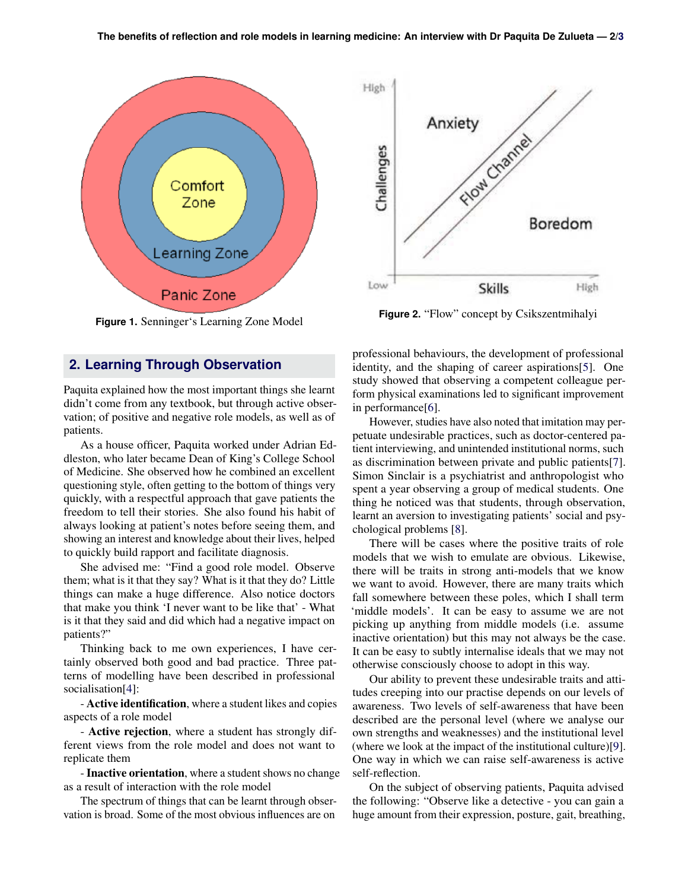Figure 1. Senninger's Learning Zone Model

Figure 2. "Flow" concept by Csikszentmihalyi

## 2. Learning Through Observation

Paquita explained how the most important things she learnt didn't come from any textbook, but through active observation; of positive and negative role models, as well as of patients.

As a house officer, Paquita worked under Adrian Eddleston, who later became Dean of King's College School of Medicine. She observed how he combined an excellent questioning style, often getting to the bottom of things very quickly, with a respectful approach that gave patients the freedom to tell their stories. She also found his habit of always looking at patient's notes before seeing them, and showing an interest and knowledge about their lives, helped to quickly build rapport and facilitate diagnosis.

She advised me: "Find a good role model. Observe them; what is it that they say? What is it that they do? Little things can make a huge difference. Also notice doctors that make you think 'I never want to be like that' - What is it that they said and did which had a negative impact on patients?"

Thinking back to me own experiences, I have certainly observed both good and bad practice. Three patterns of modelling have been described in professional socialisation[4]:

- **Active identification**, where a student likes and copies aspects of a role model

- **Active rejection**, where a student has strongly different views from the role model and does not want to replicate them

- **Inactive orientation**, where a student shows no change as a result of interaction with the role model

The spectrum of things that can be learnt through observation is broad. Some of the most obvious influences are on professional behaviours, the development of professional identity, and the shaping of career aspirations[5]. One study showed that observing a competent colleague perform physical examinations led to significant improvement in performance[6].

However, studies have also noted that imitation may perpetuate undesirable practices, such as doctor-centered patient interviewing, and unintended institutional norms, such as discrimination between private and public patients[7]. Simon Sinclair is a psychiatrist and anthropologist who spent a year observing a group of medical students. One thing he noticed was that students, through observation, learnt an aversion to investigating patients' social and psychological problems [8].

There will be cases where the positive traits of role models that we wish to emulate are obvious. Likewise, there will be traits in strong anti-models that we know we want to avoid. However, there are many traits which fall somewhere between these poles, which I shall term 'middle models'. It can be easy to assume we are not picking up anything from middle models (i.e. assume inactive orientation) but this may not always be the case. It can be easy to subtly internalise ideals that we may not otherwise consciously choose to adopt in this way.

Our ability to prevent these undesirable traits and attitudes creeping into our practise depends on our levels of awareness. Two levels of self-awareness that have been described are the personal level (where we analyse our own strengths and weaknesses) and the institutional level (where we look at the impact of the institutional culture)[9]. One way in which we can raise self-awareness is active self-reflection.

On the subject of observing patients, Paquita advised the following: "Observe like a detective - you can gain a huge amount from their expression, posture, gait, breathing,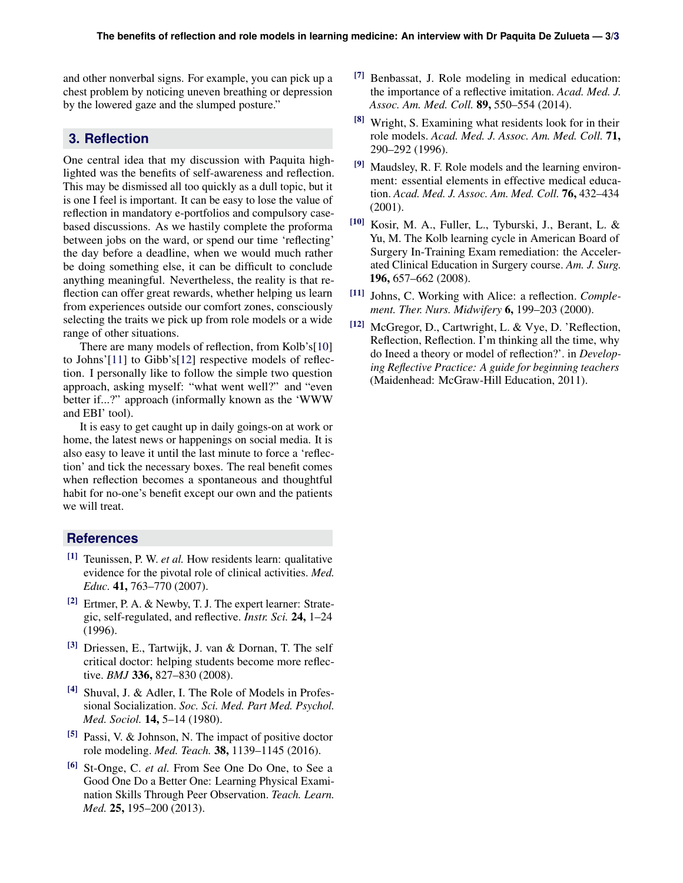and other nonverbal signs. For example, you can pick up a chest problem by noticing uneven breathing or depression by the lowered gaze and the slumped posture."

## 3. Reflection

One central idea that my discussion with Paquita highlighted was the benefits of self-awareness and reflection. This may be dismissed all too quickly as a dull topic, but it is one I feel is important. It can be easy to lose the value of reflection in mandatory e-portfolios and compulsory case-based discussions. As we hastily complete the proforma between jobs on the ward, or spend our time 'reflecting' the day before a deadline, when we would much rather be doing something else, it can be difficult to conclude anything meaningful. Nevertheless, the reality is that reflection can offer great rewards, whether helping us learn from experiences outside our comfort zones, consciously selecting the traits we pick up from role models or a wide range of other situations.

There are many models of reflection, from Kolb's[10] to Johns'[11] to Gibb's[12] respective models of reflection. I personally like to follow the simple two question approach, asking myself: "what went well?" and "even better if...?" approach (informally known as the 'WWW and EBI' tool).

It is easy to get caught up in daily goings-on at work or home, the latest news or happenings on social media. It is also easy to leave it until the last minute to force a 'reflection' and tick the necessary boxes. The real benefit comes when reflection becomes a spontaneous and thoughtful habit for no-one's benefit except our own and the patients we will treat.

## References

[1] Teunissen, P. W. *et al.* How residents learn: qualitative evidence for the pivotal role of clinical activities. *Med. Educ.* **41,** 763–770 (2007).

[2] Ertmer, P. A. & Newby, T. J. The expert learner: Strategic, self-regulated, and reflective. *Instr. Sci.* **24,** 1–24 (1996).

[3] Driessen, E., Tartwijk, J. van & Dornan, T. The self critical doctor: helping students become more reflective. *BMJ* **336,** 827–830 (2008).

[4] Shuval, J. & Adler, I. The Role of Models in Professional Socialization. *Soc. Sci. Med. Part Med. Psychol. Med. Sociol.* **14,** 5–14 (1980).

[5] Passi, V. & Johnson, N. The impact of positive doctor role modeling. *Med. Teach.* **38,** 1139–1145 (2016).

[6] St-Onge, C. *et al.* From See One Do One, to See a Good One Do a Better One: Learning Physical Examination Skills Through Peer Observation. *Teach. Learn. Med.* **25,** 195–200 (2013).

[7] Benbassat, J. Role modeling in medical education: the importance of a reflective imitation. *Acad. Med. J. Assoc. Am. Med. Coll.* **89,** 550–554 (2014).

[8] Wright, S. Examining what residents look for in their role models. *Acad. Med. J. Assoc. Am. Med. Coll.* **71,** 290–292 (1996).

[9] Maudsley, R. F. Role models and the learning environment: essential elements in effective medical education. *Acad. Med. J. Assoc. Am. Med. Coll.* **76,** 432–434 (2001).

[10] Kosir, M. A., Fuller, L., Tyburski, J., Berant, L. & Yu, M. The Kolb learning cycle in American Board of Surgery In-Training Exam remediation: the Accelerated Clinical Education in Surgery course. *Am. J. Surg.* **196,** 657–662 (2008).

[11] Johns, C. Working with Alice: a reflection. *Complement. Ther. Nurs. Midwifery* **6,** 199–203 (2000).

[12] McGregor, D., Cartwright, L. & Vye, D. 'Reflection, Reflection, Reflection. I'm thinking all the time, why do Ineed a theory or model of reflection?'. in *Developing Reflective Practice: A guide for beginning teachers* (Maidenhead: McGraw-Hill Education, 2011).